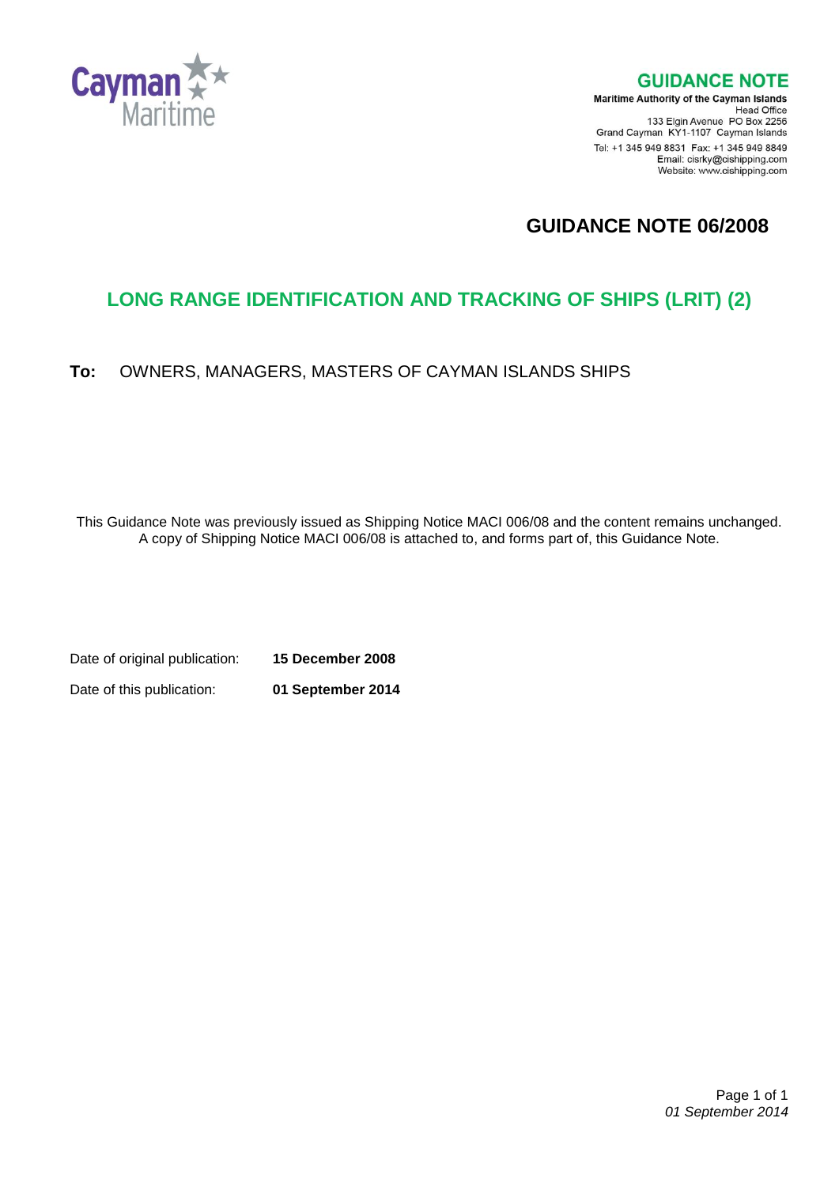Cayman Maritime

**GUIDANCE NOTE**

**Maritime Authority of the Cayman Islands**
Head Office
133 Elgin Avenue PO Box 2256
Grand Cayman KY1-1107 Cayman Islands
Tel: +1 345 949 8831 Fax: +1 345 949 8849
Email: cisrky@cishipping.com
Website: www.cishipping.com

# GUIDANCE NOTE 06/2008

## LONG RANGE IDENTIFICATION AND TRACKING OF SHIPS (LRIT) (2)

**To:** OWNERS, MANAGERS, MASTERS OF CAYMAN ISLANDS SHIPS

This Guidance Note was previously issued as Shipping Notice MACI 006/08 and the content remains unchanged. A copy of Shipping Notice MACI 006/08 is attached to, and forms part of, this Guidance Note.

Date of original publication: **15 December 2008**

Date of this publication: **01 September 2014**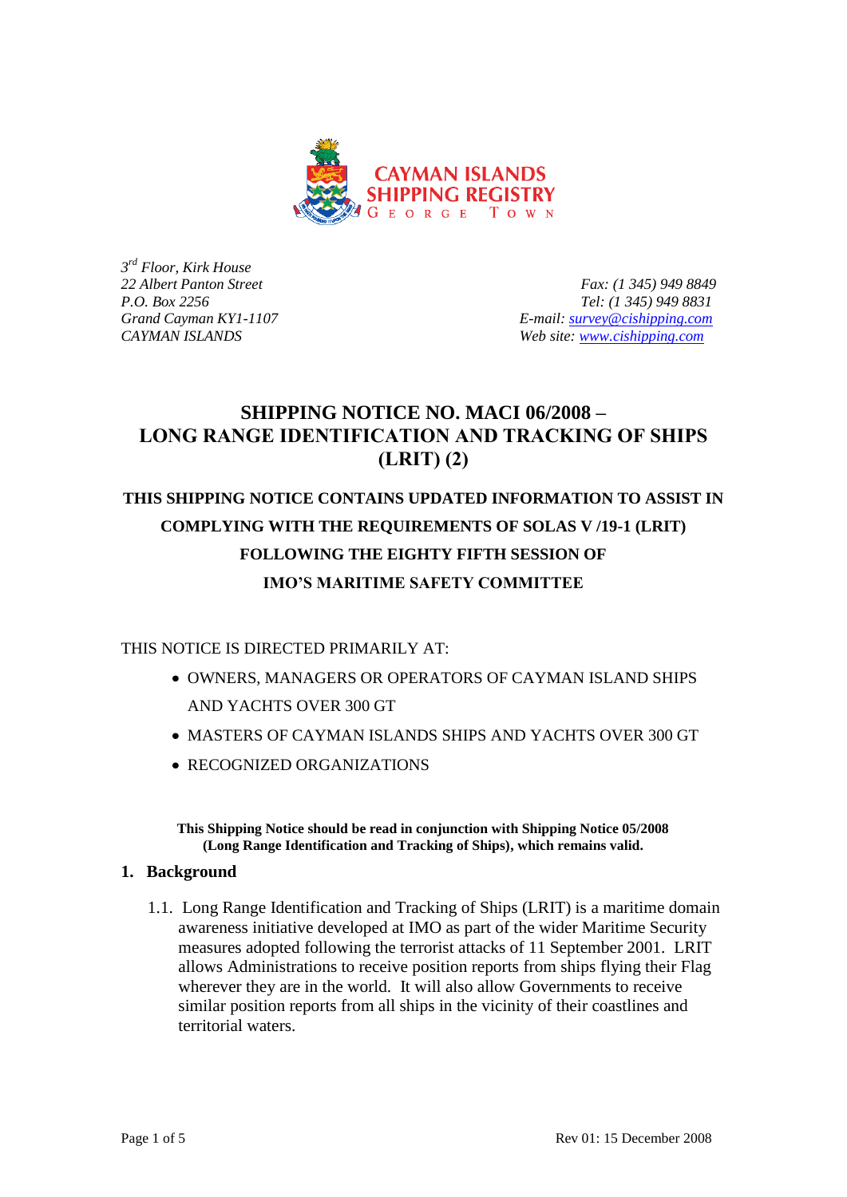CAYMAN ISLANDS
SHIPPING REGISTRY
GEORGE TOWN

*3rd Floor, Kirk House*
*22 Albert Panton Street*
*P.O. Box 2256*
*Grand Cayman KY1-1107*
*CAYMAN ISLANDS*

*Fax: (1 345) 949 8849*
*Tel: (1 345) 949 8831*
*E-mail: survey@cishipping.com*
*Web site: www.cishipping.com*

# SHIPPING NOTICE NO. MACI 06/2008 – LONG RANGE IDENTIFICATION AND TRACKING OF SHIPS (LRIT) (2)

**THIS SHIPPING NOTICE CONTAINS UPDATED INFORMATION TO ASSIST IN COMPLYING WITH THE REQUIREMENTS OF SOLAS V /19-1 (LRIT) FOLLOWING THE EIGHTY FIFTH SESSION OF IMO'S MARITIME SAFETY COMMITTEE**

THIS NOTICE IS DIRECTED PRIMARILY AT:

- OWNERS, MANAGERS OR OPERATORS OF CAYMAN ISLAND SHIPS AND YACHTS OVER 300 GT
- MASTERS OF CAYMAN ISLANDS SHIPS AND YACHTS OVER 300 GT
- RECOGNIZED ORGANIZATIONS

**This Shipping Notice should be read in conjunction with Shipping Notice 05/2008 (Long Range Identification and Tracking of Ships), which remains valid.**

## 1. Background

1.1. Long Range Identification and Tracking of Ships (LRIT) is a maritime domain awareness initiative developed at IMO as part of the wider Maritime Security measures adopted following the terrorist attacks of 11 September 2001. LRIT allows Administrations to receive position reports from ships flying their Flag wherever they are in the world. It will also allow Governments to receive similar position reports from all ships in the vicinity of their coastlines and territorial waters.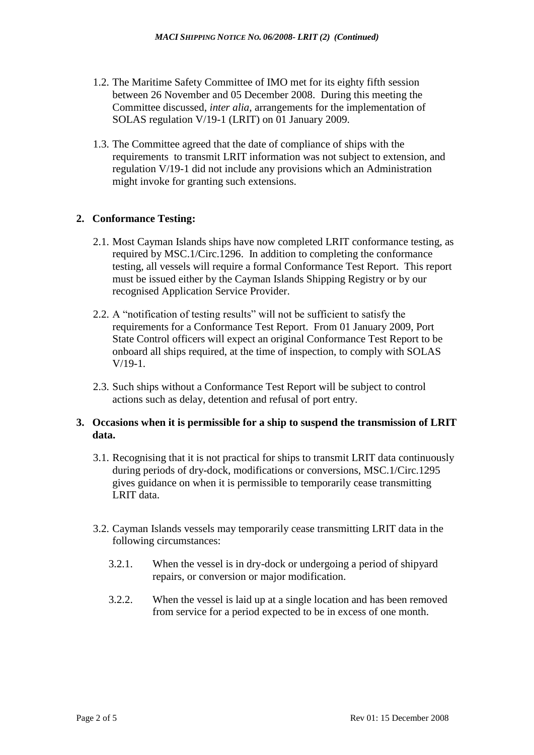1.2. The Maritime Safety Committee of IMO met for its eighty fifth session between 26 November and 05 December 2008. During this meeting the Committee discussed, *inter alia*, arrangements for the implementation of SOLAS regulation V/19-1 (LRIT) on 01 January 2009.

1.3. The Committee agreed that the date of compliance of ships with the requirements to transmit LRIT information was not subject to extension, and regulation V/19-1 did not include any provisions which an Administration might invoke for granting such extensions.

## 2. Conformance Testing:

2.1. Most Cayman Islands ships have now completed LRIT conformance testing, as required by MSC.1/Circ.1296. In addition to completing the conformance testing, all vessels will require a formal Conformance Test Report. This report must be issued either by the Cayman Islands Shipping Registry or by our recognised Application Service Provider.

2.2. A "notification of testing results" will not be sufficient to satisfy the requirements for a Conformance Test Report. From 01 January 2009, Port State Control officers will expect an original Conformance Test Report to be onboard all ships required, at the time of inspection, to comply with SOLAS V/19-1.

2.3. Such ships without a Conformance Test Report will be subject to control actions such as delay, detention and refusal of port entry.

## 3. Occasions when it is permissible for a ship to suspend the transmission of LRIT data.

3.1. Recognising that it is not practical for ships to transmit LRIT data continuously during periods of dry-dock, modifications or conversions, MSC.1/Circ.1295 gives guidance on when it is permissible to temporarily cease transmitting LRIT data.

3.2. Cayman Islands vessels may temporarily cease transmitting LRIT data in the following circumstances:

3.2.1. When the vessel is in dry-dock or undergoing a period of shipyard repairs, or conversion or major modification.

3.2.2. When the vessel is laid up at a single location and has been removed from service for a period expected to be in excess of one month.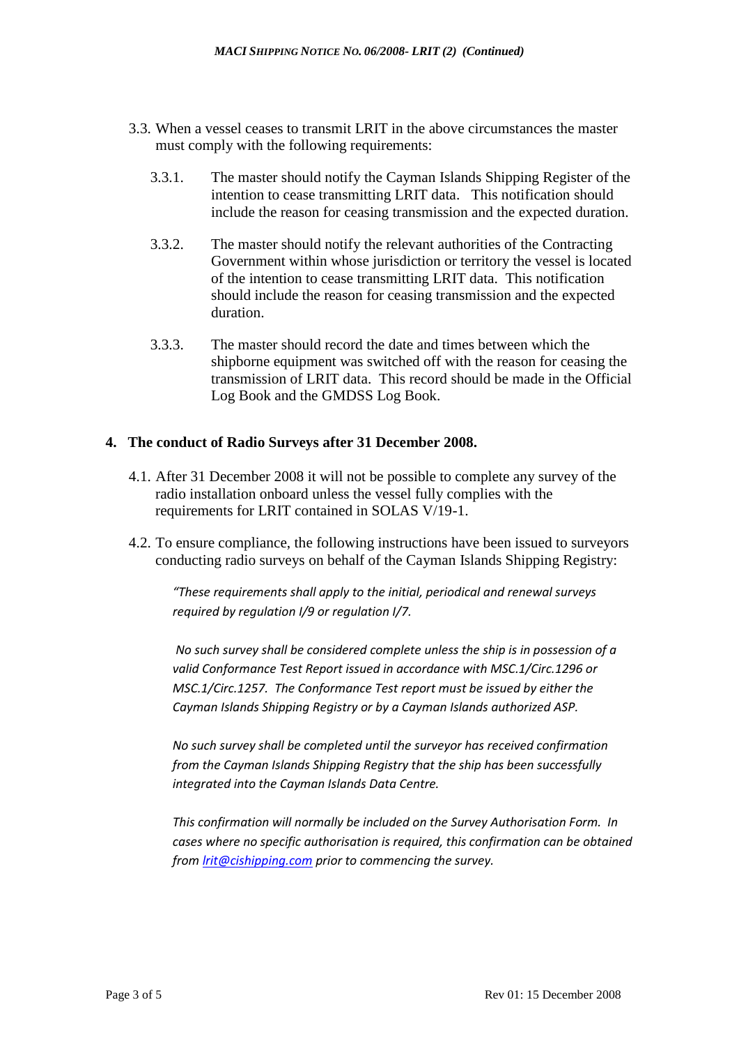3.3. When a vessel ceases to transmit LRIT in the above circumstances the master must comply with the following requirements:

3.3.1. The master should notify the Cayman Islands Shipping Register of the intention to cease transmitting LRIT data. This notification should include the reason for ceasing transmission and the expected duration.

3.3.2. The master should notify the relevant authorities of the Contracting Government within whose jurisdiction or territory the vessel is located of the intention to cease transmitting LRIT data. This notification should include the reason for ceasing transmission and the expected duration.

3.3.3. The master should record the date and times between which the shipborne equipment was switched off with the reason for ceasing the transmission of LRIT data. This record should be made in the Official Log Book and the GMDSS Log Book.

## 4. The conduct of Radio Surveys after 31 December 2008.

4.1. After 31 December 2008 it will not be possible to complete any survey of the radio installation onboard unless the vessel fully complies with the requirements for LRIT contained in SOLAS V/19-1.

4.2. To ensure compliance, the following instructions have been issued to surveyors conducting radio surveys on behalf of the Cayman Islands Shipping Registry:

> *"These requirements shall apply to the initial, periodical and renewal surveys required by regulation I/9 or regulation I/7.*
>
> *No such survey shall be considered complete unless the ship is in possession of a valid Conformance Test Report issued in accordance with MSC.1/Circ.1296 or MSC.1/Circ.1257. The Conformance Test report must be issued by either the Cayman Islands Shipping Registry or by a Cayman Islands authorized ASP.*
>
> *No such survey shall be completed until the surveyor has received confirmation from the Cayman Islands Shipping Registry that the ship has been successfully integrated into the Cayman Islands Data Centre.*
>
> *This confirmation will normally be included on the Survey Authorisation Form. In cases where no specific authorisation is required, this confirmation can be obtained from lrit@cishipping.com prior to commencing the survey.*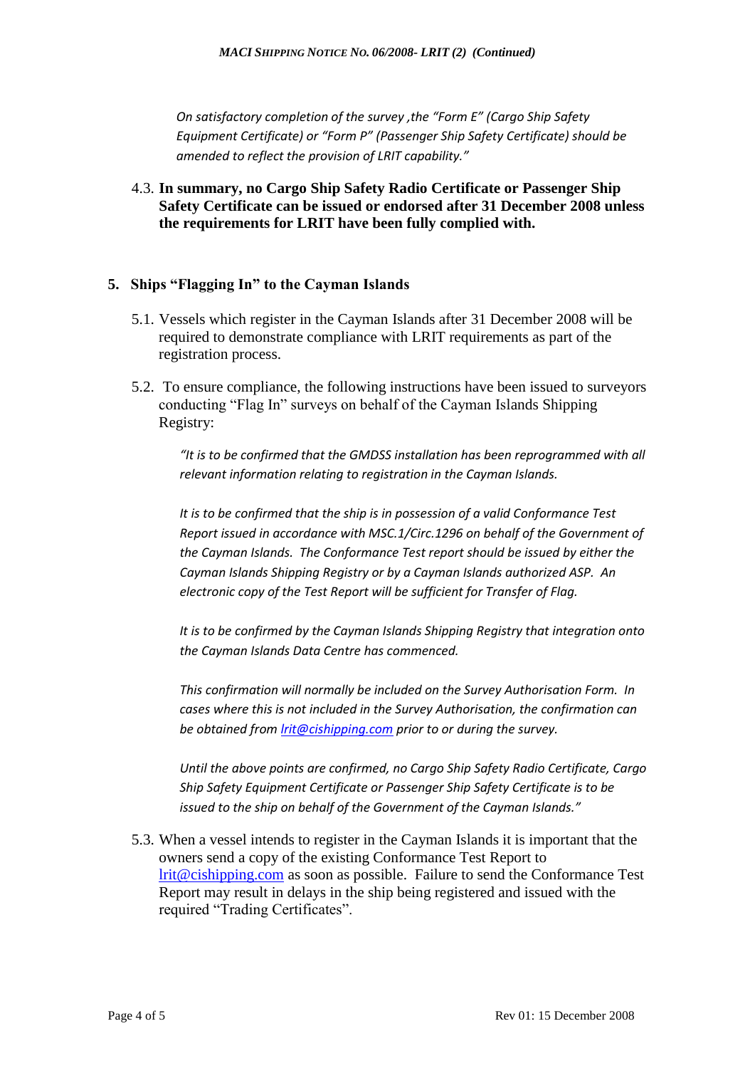*On satisfactory completion of the survey ,the "Form E" (Cargo Ship Safety Equipment Certificate) or "Form P" (Passenger Ship Safety Certificate) should be amended to reflect the provision of LRIT capability."*

4.3. **In summary, no Cargo Ship Safety Radio Certificate or Passenger Ship Safety Certificate can be issued or endorsed after 31 December 2008 unless the requirements for LRIT have been fully complied with.**

## 5. Ships "Flagging In" to the Cayman Islands

5.1. Vessels which register in the Cayman Islands after 31 December 2008 will be required to demonstrate compliance with LRIT requirements as part of the registration process.

5.2. To ensure compliance, the following instructions have been issued to surveyors conducting "Flag In" surveys on behalf of the Cayman Islands Shipping Registry:

> *"It is to be confirmed that the GMDSS installation has been reprogrammed with all relevant information relating to registration in the Cayman Islands.*
>
> *It is to be confirmed that the ship is in possession of a valid Conformance Test Report issued in accordance with MSC.1/Circ.1296 on behalf of the Government of the Cayman Islands. The Conformance Test report should be issued by either the Cayman Islands Shipping Registry or by a Cayman Islands authorized ASP. An electronic copy of the Test Report will be sufficient for Transfer of Flag.*
>
> *It is to be confirmed by the Cayman Islands Shipping Registry that integration onto the Cayman Islands Data Centre has commenced.*
>
> *This confirmation will normally be included on the Survey Authorisation Form. In cases where this is not included in the Survey Authorisation, the confirmation can be obtained from lrit@cishipping.com prior to or during the survey.*
>
> *Until the above points are confirmed, no Cargo Ship Safety Radio Certificate, Cargo Ship Safety Equipment Certificate or Passenger Ship Safety Certificate is to be issued to the ship on behalf of the Government of the Cayman Islands."*

5.3. When a vessel intends to register in the Cayman Islands it is important that the owners send a copy of the existing Conformance Test Report to lrit@cishipping.com as soon as possible. Failure to send the Conformance Test Report may result in delays in the ship being registered and issued with the required "Trading Certificates".

Rev 01: 15 December 2008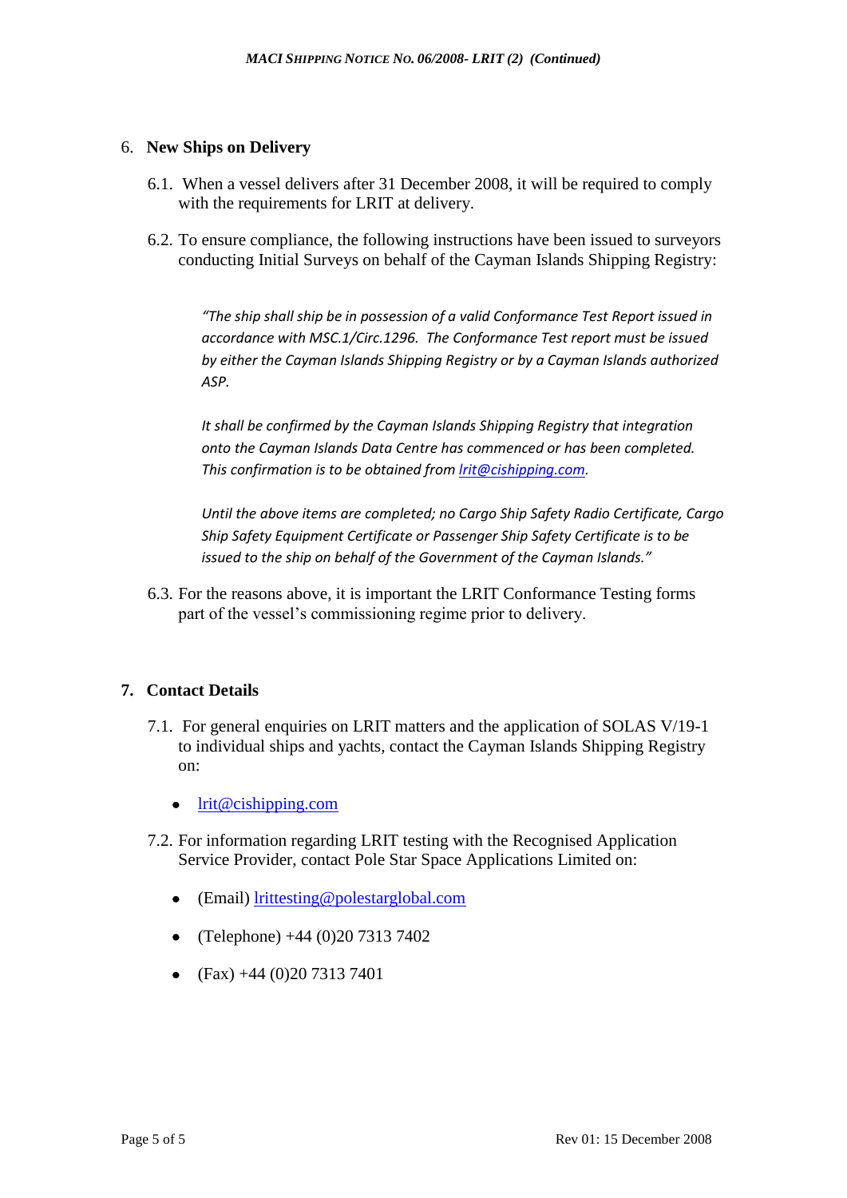6. **New Ships on Delivery**

   6.1. When a vessel delivers after 31 December 2008, it will be required to comply with the requirements for LRIT at delivery.

   6.2. To ensure compliance, the following instructions have been issued to surveyors conducting Initial Surveys on behalf of the Cayman Islands Shipping Registry:

   > *"The ship shall ship be in possession of a valid Conformance Test Report issued in accordance with MSC.1/Circ.1296. The Conformance Test report must be issued by either the Cayman Islands Shipping Registry or by a Cayman Islands authorized ASP.*
   >
   > *It shall be confirmed by the Cayman Islands Shipping Registry that integration onto the Cayman Islands Data Centre has commenced or has been completed. This confirmation is to be obtained from lrit@cishipping.com.*
   >
   > *Until the above items are completed; no Cargo Ship Safety Radio Certificate, Cargo Ship Safety Equipment Certificate or Passenger Ship Safety Certificate is to be issued to the ship on behalf of the Government of the Cayman Islands."*

   6.3. For the reasons above, it is important the LRIT Conformance Testing forms part of the vessel's commissioning regime prior to delivery.

7. **Contact Details**

   7.1. For general enquiries on LRIT matters and the application of SOLAS V/19-1 to individual ships and yachts, contact the Cayman Islands Shipping Registry on:

   - lrit@cishipping.com

   7.2. For information regarding LRIT testing with the Recognised Application Service Provider, contact Pole Star Space Applications Limited on:

   - (Email) lrittesting@polestarglobal.com
   - (Telephone) +44 (0)20 7313 7402
   - (Fax) +44 (0)20 7313 7401